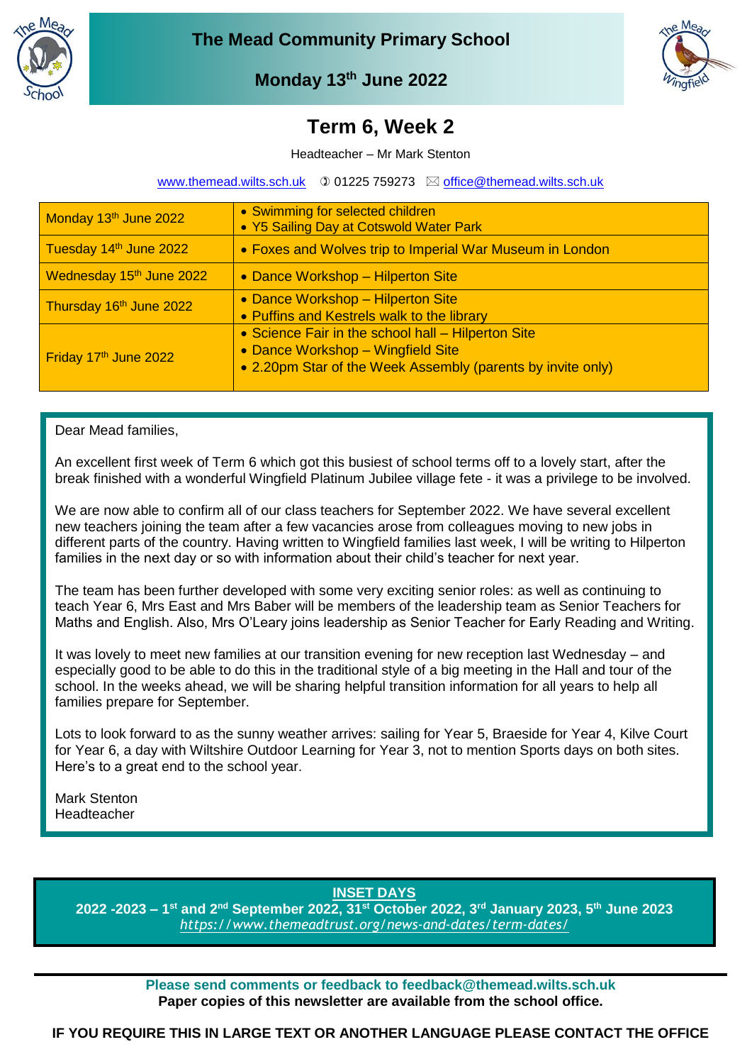# The Mead Community Primary School

**Monday 13th June 2022**

## Term 6, Week 2

Headteacher – Mr Mark Stenton

www.themead.wilts.sch.uk ✆ 01225 759273 ✉ office@themead.wilts.sch.uk

| Date | Events |
|---|---|
| Monday 13th June 2022 | • Swimming for selected children<br>• Y5 Sailing Day at Cotswold Water Park |
| Tuesday 14th June 2022 | • Foxes and Wolves trip to Imperial War Museum in London |
| Wednesday 15th June 2022 | • Dance Workshop – Hilperton Site |
| Thursday 16th June 2022 | • Dance Workshop – Hilperton Site<br>• Puffins and Kestrels walk to the library |
| Friday 17th June 2022 | • Science Fair in the school hall – Hilperton Site<br>• Dance Workshop – Wingfield Site<br>• 2.20pm Star of the Week Assembly (parents by invite only) |

Dear Mead families,

An excellent first week of Term 6 which got this busiest of school terms off to a lovely start, after the break finished with a wonderful Wingfield Platinum Jubilee village fete - it was a privilege to be involved.

We are now able to confirm all of our class teachers for September 2022. We have several excellent new teachers joining the team after a few vacancies arose from colleagues moving to new jobs in different parts of the country. Having written to Wingfield families last week, I will be writing to Hilperton families in the next day or so with information about their child's teacher for next year.

The team has been further developed with some very exciting senior roles: as well as continuing to teach Year 6, Mrs East and Mrs Baber will be members of the leadership team as Senior Teachers for Maths and English. Also, Mrs O'Leary joins leadership as Senior Teacher for Early Reading and Writing.

It was lovely to meet new families at our transition evening for new reception last Wednesday – and especially good to be able to do this in the traditional style of a big meeting in the Hall and tour of the school. In the weeks ahead, we will be sharing helpful transition information for all years to help all families prepare for September.

Lots to look forward to as the sunny weather arrives: sailing for Year 5, Braeside for Year 4, Kilve Court for Year 6, a day with Wiltshire Outdoor Learning for Year 3, not to mention Sports days on both sites. Here's to a great end to the school year.

Mark Stenton
Headteacher

**INSET DAYS**

**2022 -2023 – 1st and 2nd September 2022, 31st October 2022, 3rd January 2023, 5th June 2023**

*https://www.themeadtrust.org/news-and-dates/term-dates/*

**Please send comments or feedback to feedback@themead.wilts.sch.uk**

**Paper copies of this newsletter are available from the school office.**

**IF YOU REQUIRE THIS IN LARGE TEXT OR ANOTHER LANGUAGE PLEASE CONTACT THE OFFICE**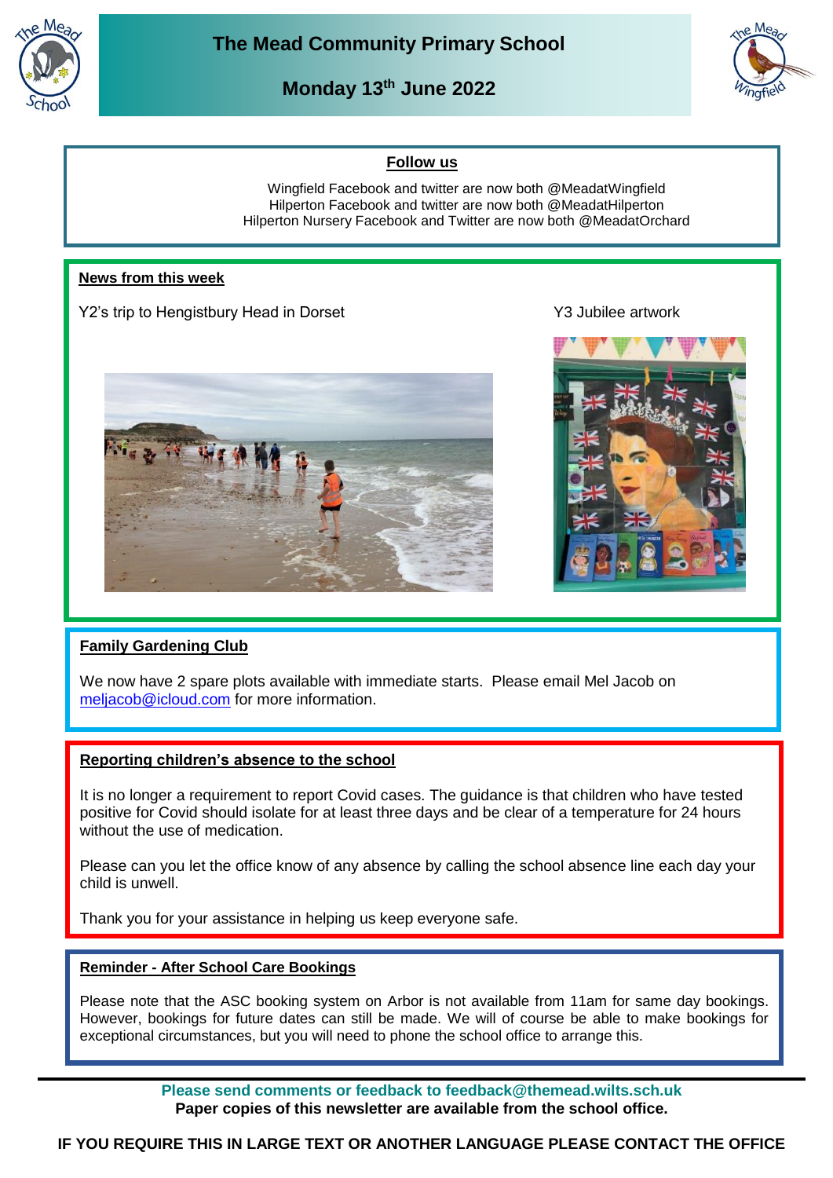# The Mead Community Primary School

## Monday 13th June 2022

**Follow us**

Wingfield Facebook and twitter are now both @MeadatWingfield
Hilperton Facebook and twitter are now both @MeadatHilperton
Hilperton Nursery Facebook and Twitter are now both @MeadatOrchard

**News from this week**

Y2's trip to Hengistbury Head in Dorset

Y3 Jubilee artwork

**Family Gardening Club**

We now have 2 spare plots available with immediate starts. Please email Mel Jacob on meljacob@icloud.com for more information.

**Reporting children's absence to the school**

It is no longer a requirement to report Covid cases. The guidance is that children who have tested positive for Covid should isolate for at least three days and be clear of a temperature for 24 hours without the use of medication.

Please can you let the office know of any absence by calling the school absence line each day your child is unwell.

Thank you for your assistance in helping us keep everyone safe.

**Reminder - After School Care Bookings**

Please note that the ASC booking system on Arbor is not available from 11am for same day bookings. However, bookings for future dates can still be made. We will of course be able to make bookings for exceptional circumstances, but you will need to phone the school office to arrange this.

**Please send comments or feedback to feedback@themead.wilts.sch.uk**
**Paper copies of this newsletter are available from the school office.**

**IF YOU REQUIRE THIS IN LARGE TEXT OR ANOTHER LANGUAGE PLEASE CONTACT THE OFFICE**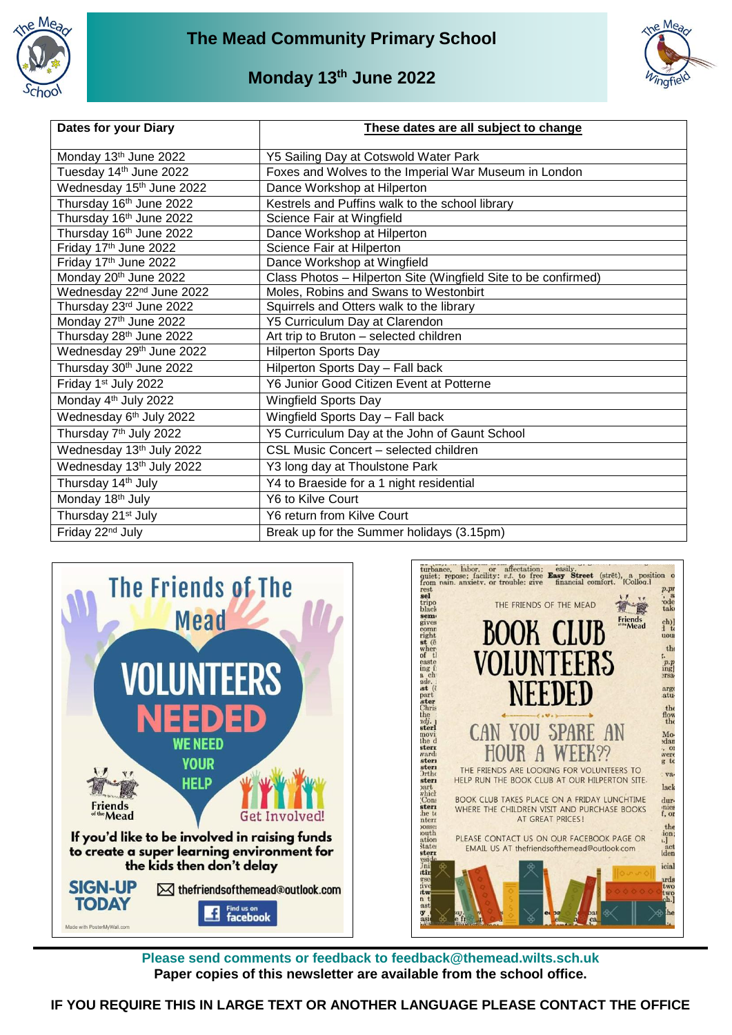# The Mead Community Primary School

## Monday 13th June 2022

| Dates for your Diary | These dates are all subject to change |
|---|---|
| Monday 13th June 2022 | Y5 Sailing Day at Cotswold Water Park |
| Tuesday 14th June 2022 | Foxes and Wolves to the Imperial War Museum in London |
| Wednesday 15th June 2022 | Dance Workshop at Hilperton |
| Thursday 16th June 2022 | Kestrels and Puffins walk to the school library |
| Thursday 16th June 2022 | Science Fair at Wingfield |
| Thursday 16th June 2022 | Dance Workshop at Hilperton |
| Friday 17th June 2022 | Science Fair at Hilperton |
| Friday 17th June 2022 | Dance Workshop at Wingfield |
| Monday 20th June 2022 | Class Photos – Hilperton Site (Wingfield Site to be confirmed) |
| Wednesday 22nd June 2022 | Moles, Robins and Swans to Westonbirt |
| Thursday 23rd June 2022 | Squirrels and Otters walk to the library |
| Monday 27th June 2022 | Y5 Curriculum Day at Clarendon |
| Thursday 28th June 2022 | Art trip to Bruton – selected children |
| Wednesday 29th June 2022 | Hilperton Sports Day |
| Thursday 30th June 2022 | Hilperton Sports Day – Fall back |
| Friday 1st July 2022 | Y6 Junior Good Citizen Event at Potterne |
| Monday 4th July 2022 | Wingfield Sports Day |
| Wednesday 6th July 2022 | Wingfield Sports Day – Fall back |
| Thursday 7th July 2022 | Y5 Curriculum Day at the John of Gaunt School |
| Wednesday 13th July 2022 | CSL Music Concert – selected children |
| Wednesday 13th July 2022 | Y3 long day at Thoulstone Park |
| Thursday 14th July | Y4 to Braeside for a 1 night residential |
| Monday 18th July | Y6 to Kilve Court |
| Thursday 21st July | Y6 return from Kilve Court |
| Friday 22nd July | Break up for the Summer holidays (3.15pm) |

**The Friends of The Mead**

**VOLUNTEERS NEEDED**

WE NEED YOUR HELP

Get Involved!

If you'd like to be involved in raising funds to create a super learning environment for the kids then don't delay

SIGN-UP TODAY — thefriendsofthemead@outlook.com — Find us on facebook

THE FRIENDS OF THE MEAD

**BOOK CLUB VOLUNTEERS NEEDED**

CAN YOU SPARE AN HOUR A WEEK??

THE FRIENDS ARE LOOKING FOR VOLUNTEERS TO HELP RUN THE BOOK CLUB AT OUR HILPERTON SITE.

BOOK CLUB TAKES PLACE ON A FRIDAY LUNCHTIME WHERE THE CHILDREN VISIT AND PURCHASE BOOKS AT GREAT PRICES!

PLEASE CONTACT US ON OUR FACEBOOK PAGE OR EMAIL US AT thefriendsofthemead@outlook.com

**Please send comments or feedback to feedback@themead.wilts.sch.uk**
**Paper copies of this newsletter are available from the school office.**

**IF YOU REQUIRE THIS IN LARGE TEXT OR ANOTHER LANGUAGE PLEASE CONTACT THE OFFICE**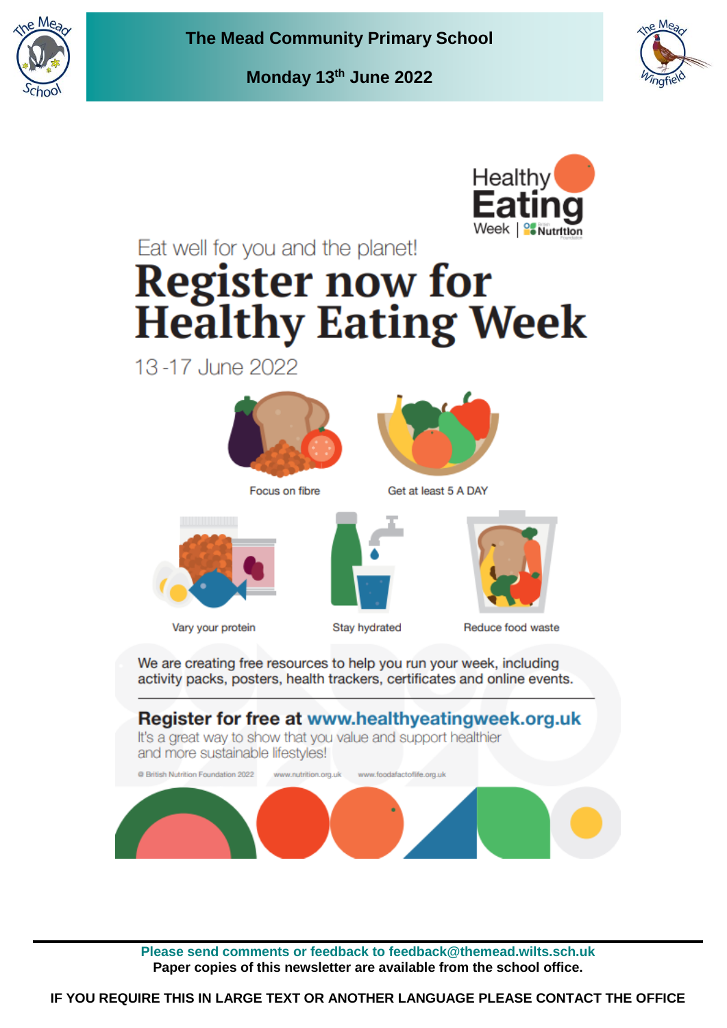Eat well for you and the planet!

# Register now for Healthy Eating Week

13 -17 June 2022

Focus on fibre

Get at least 5 A DAY

Vary your protein

Stay hydrated

Reduce food waste

We are creating free resources to help you run your week, including activity packs, posters, health trackers, certificates and online events.

## Register for free at www.healthyeatingweek.org.uk

It's a great way to show that you value and support healthier and more sustainable lifestyles!

© British Nutrition Foundation 2022 www.nutrition.org.uk www.foodafactoflife.org.uk

**Please send comments or feedback to feedback@themead.wilts.sch.uk**

**Paper copies of this newsletter are available from the school office.**

**IF YOU REQUIRE THIS IN LARGE TEXT OR ANOTHER LANGUAGE PLEASE CONTACT THE OFFICE**